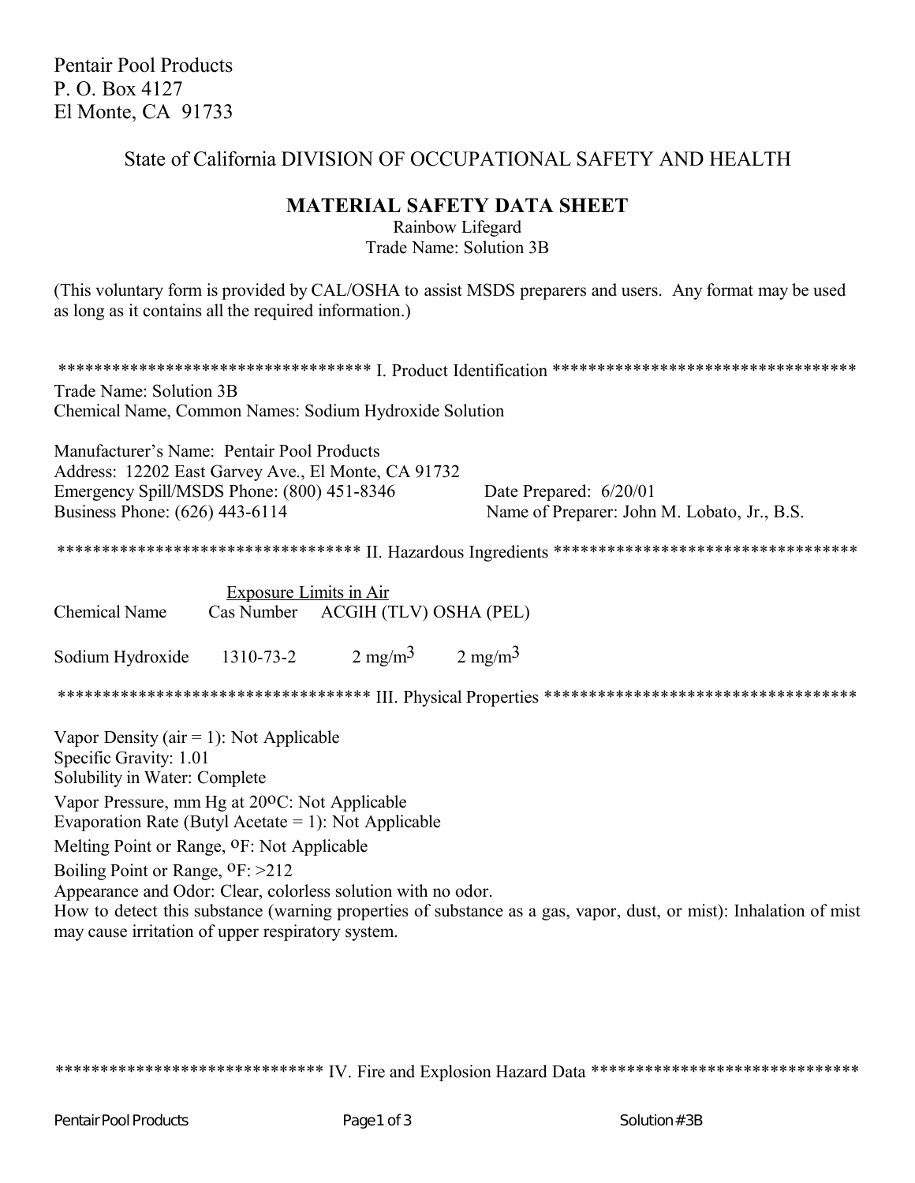Pentair Pool Products
P. O. Box 4127
El Monte, CA 91733

State of California DIVISION OF OCCUPATIONAL SAFETY AND HEALTH

# MATERIAL SAFETY DATA SHEET

Rainbow Lifegard
Trade Name: Solution 3B

(This voluntary form is provided by CAL/OSHA to assist MSDS preparers and users. Any format may be used as long as it contains all the required information.)

## I. Product Identification

Trade Name: Solution 3B
Chemical Name, Common Names: Sodium Hydroxide Solution

Manufacturer's Name: Pentair Pool Products
Address: 12202 East Garvey Ave., El Monte, CA 91732
Emergency Spill/MSDS Phone: (800) 451-8346
Business Phone: (626) 443-6114

Date Prepared: 6/20/01
Name of Preparer: John M. Lobato, Jr., B.S.

## II. Hazardous Ingredients

| Chemical Name | Cas Number | Exposure Limits in Air: ACGIH (TLV) | OSHA (PEL) |
|---|---|---|---|
| Sodium Hydroxide | 1310-73-2 | 2 mg/m$^3$ | 2 mg/m$^3$ |

## III. Physical Properties

Vapor Density (air = 1): Not Applicable
Specific Gravity: 1.01
Solubility in Water: Complete
Vapor Pressure, mm Hg at 20$^{o}$C: Not Applicable
Evaporation Rate (Butyl Acetate = 1): Not Applicable
Melting Point or Range, $^{o}$F: Not Applicable
Boiling Point or Range, $^{o}$F: >212
Appearance and Odor: Clear, colorless solution with no odor.
How to detect this substance (warning properties of substance as a gas, vapor, dust, or mist): Inhalation of mist may cause irritation of upper respiratory system.

## IV. Fire and Explosion Hazard Data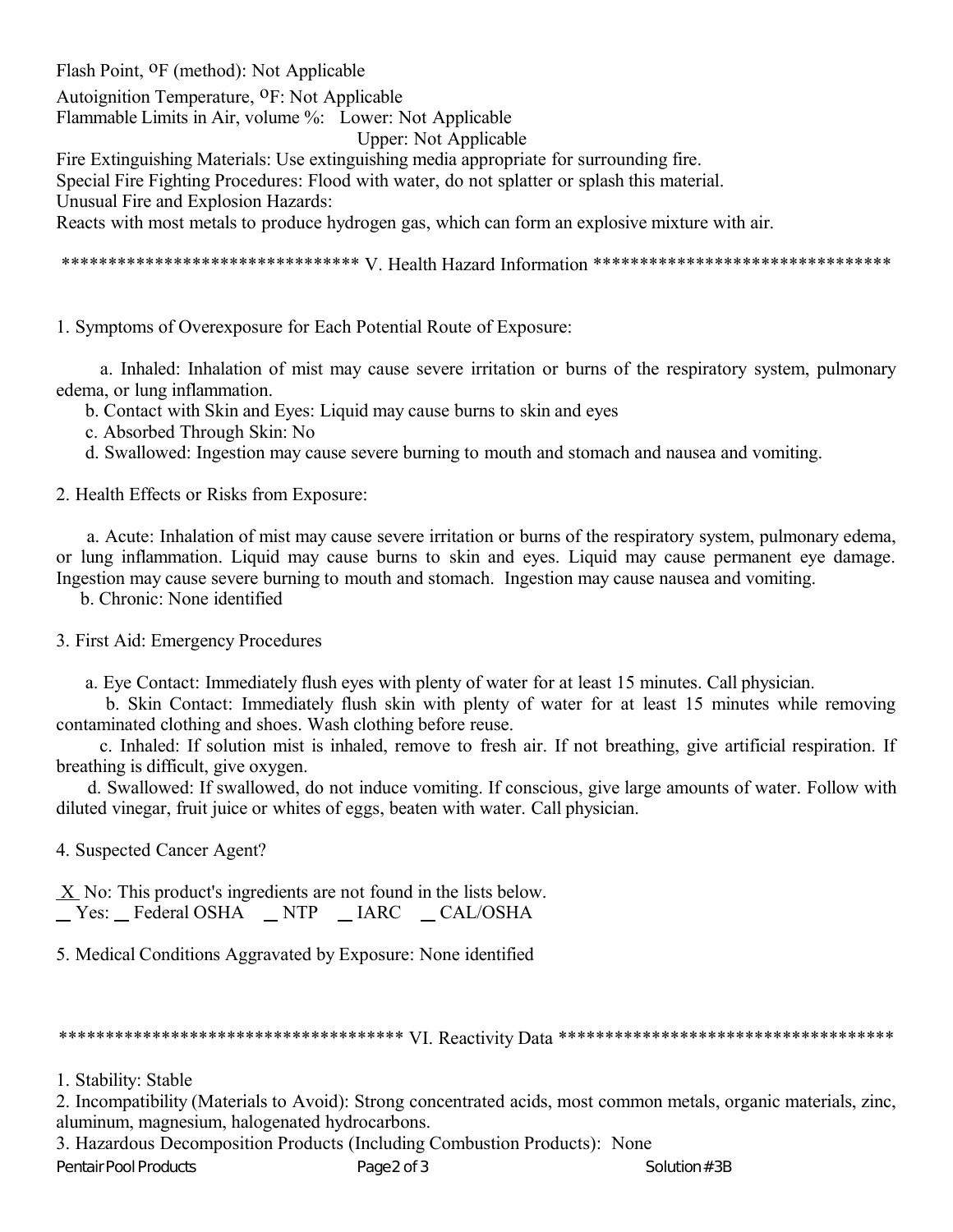Flash Point, °F (method): Not Applicable

Autoignition Temperature, °F: Not Applicable

Flammable Limits in Air, volume %: Lower: Not Applicable

Upper: Not Applicable

Fire Extinguishing Materials: Use extinguishing media appropriate for surrounding fire.

Special Fire Fighting Procedures: Flood with water, do not splatter or splash this material.

Unusual Fire and Explosion Hazards:

Reacts with most metals to produce hydrogen gas, which can form an explosive mixture with air.

## ******************************** V. Health Hazard Information ********************************

1. Symptoms of Overexposure for Each Potential Route of Exposure:

   a. Inhaled: Inhalation of mist may cause severe irritation or burns of the respiratory system, pulmonary edema, or lung inflammation.

   b. Contact with Skin and Eyes: Liquid may cause burns to skin and eyes

   c. Absorbed Through Skin: No

   d. Swallowed: Ingestion may cause severe burning to mouth and stomach and nausea and vomiting.

2. Health Effects or Risks from Exposure:

   a. Acute: Inhalation of mist may cause severe irritation or burns of the respiratory system, pulmonary edema, or lung inflammation. Liquid may cause burns to skin and eyes. Liquid may cause permanent eye damage. Ingestion may cause severe burning to mouth and stomach. Ingestion may cause nausea and vomiting.

   b. Chronic: None identified

3. First Aid: Emergency Procedures

   a. Eye Contact: Immediately flush eyes with plenty of water for at least 15 minutes. Call physician.

   b. Skin Contact: Immediately flush skin with plenty of water for at least 15 minutes while removing contaminated clothing and shoes. Wash clothing before reuse.

   c. Inhaled: If solution mist is inhaled, remove to fresh air. If not breathing, give artificial respiration. If breathing is difficult, give oxygen.

   d. Swallowed: If swallowed, do not induce vomiting. If conscious, give large amounts of water. Follow with diluted vinegar, fruit juice or whites of eggs, beaten with water. Call physician.

4. Suspected Cancer Agent?

_X_ No: This product's ingredients are not found in the lists below.

__ Yes: __ Federal OSHA __ NTP __ IARC __ CAL/OSHA

5. Medical Conditions Aggravated by Exposure: None identified

## ************************************* VI. Reactivity Data *************************************

1. Stability: Stable
2. Incompatibility (Materials to Avoid): Strong concentrated acids, most common metals, organic materials, zinc, aluminum, magnesium, halogenated hydrocarbons.
3. Hazardous Decomposition Products (Including Combustion Products): None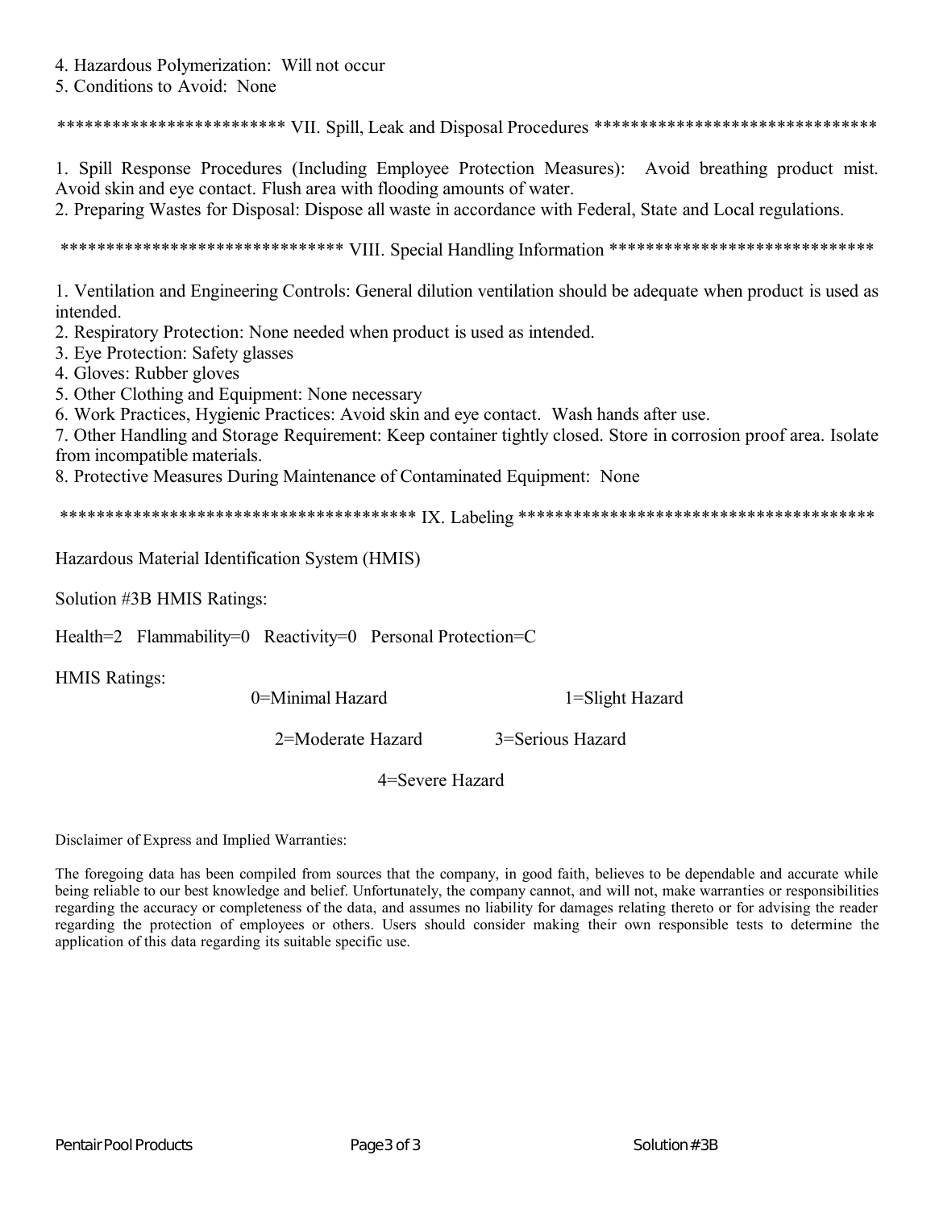4. Hazardous Polymerization: Will not occur
5. Conditions to Avoid: None

## VII. Spill, Leak and Disposal Procedures

1. Spill Response Procedures (Including Employee Protection Measures): Avoid breathing product mist. Avoid skin and eye contact. Flush area with flooding amounts of water.
2. Preparing Wastes for Disposal: Dispose all waste in accordance with Federal, State and Local regulations.

## VIII. Special Handling Information

1. Ventilation and Engineering Controls: General dilution ventilation should be adequate when product is used as intended.
2. Respiratory Protection: None needed when product is used as intended.
3. Eye Protection: Safety glasses
4. Gloves: Rubber gloves
5. Other Clothing and Equipment: None necessary
6. Work Practices, Hygienic Practices: Avoid skin and eye contact. Wash hands after use.
7. Other Handling and Storage Requirement: Keep container tightly closed. Store in corrosion proof area. Isolate from incompatible materials.
8. Protective Measures During Maintenance of Contaminated Equipment: None

## IX. Labeling

Hazardous Material Identification System (HMIS)

Solution #3B HMIS Ratings:

Health=2 Flammability=0 Reactivity=0 Personal Protection=C

HMIS Ratings:

0=Minimal Hazard 1=Slight Hazard

2=Moderate Hazard 3=Serious Hazard

4=Severe Hazard

Disclaimer of Express and Implied Warranties:

The foregoing data has been compiled from sources that the company, in good faith, believes to be dependable and accurate while being reliable to our best knowledge and belief. Unfortunately, the company cannot, and will not, make warranties or responsibilities regarding the accuracy or completeness of the data, and assumes no liability for damages relating thereto or for advising the reader regarding the protection of employees or others. Users should consider making their own responsible tests to determine the application of this data regarding its suitable specific use.